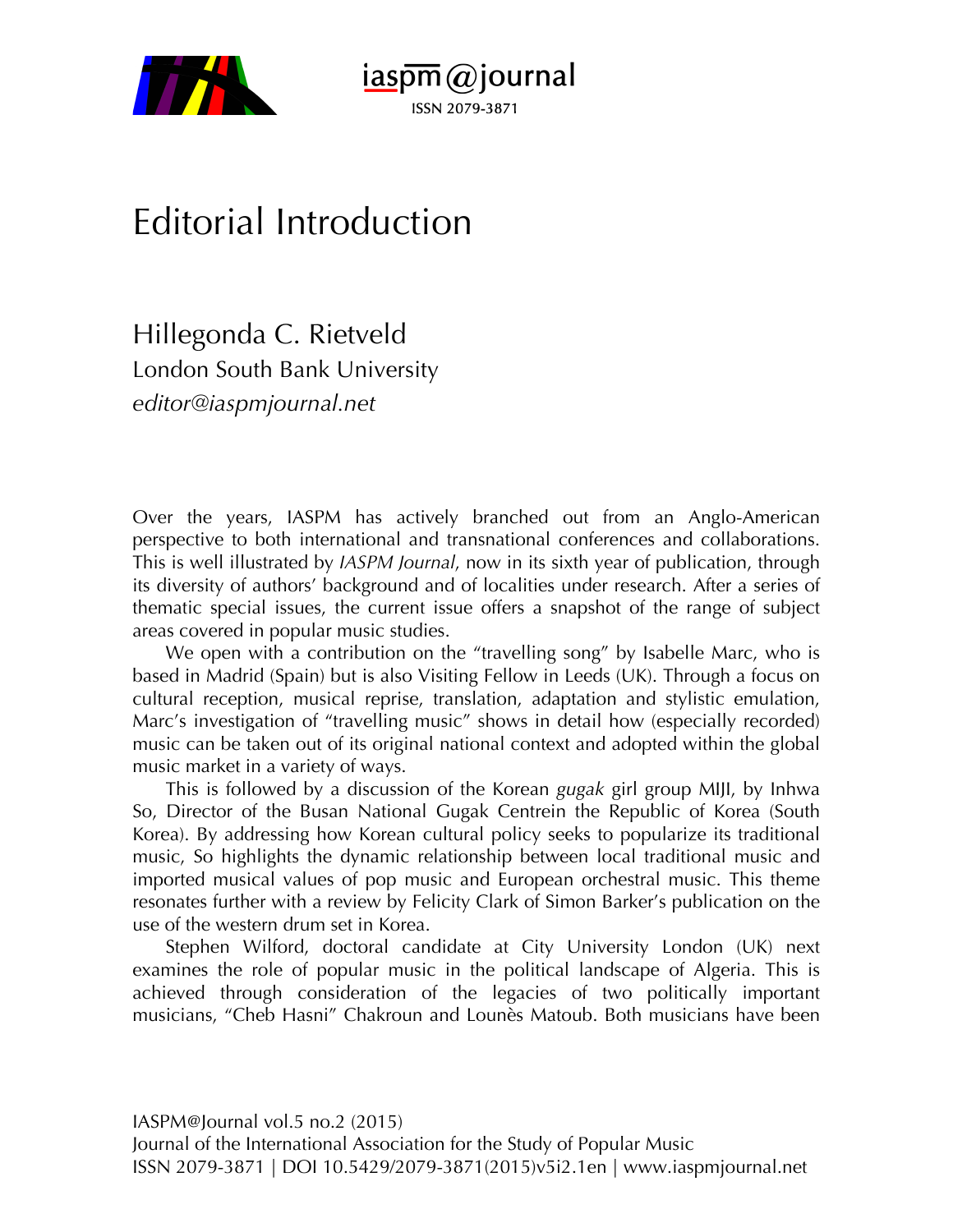# Editorial Introduction

Hillegonda C. Rietveld
London South Bank University
*editor@iaspmjournal.net*

Over the years, IASPM has actively branched out from an Anglo-American perspective to both international and transnational conferences and collaborations. This is well illustrated by *IASPM Journal*, now in its sixth year of publication, through its diversity of authors' background and of localities under research. After a series of thematic special issues, the current issue offers a snapshot of the range of subject areas covered in popular music studies.

We open with a contribution on the "travelling song" by Isabelle Marc, who is based in Madrid (Spain) but is also Visiting Fellow in Leeds (UK). Through a focus on cultural reception, musical reprise, translation, adaptation and stylistic emulation, Marc's investigation of "travelling music" shows in detail how (especially recorded) music can be taken out of its original national context and adopted within the global music market in a variety of ways.

This is followed by a discussion of the Korean *gugak* girl group MIJI, by Inhwa So, Director of the Busan National Gugak Centrein the Republic of Korea (South Korea). By addressing how Korean cultural policy seeks to popularize its traditional music, So highlights the dynamic relationship between local traditional music and imported musical values of pop music and European orchestral music. This theme resonates further with a review by Felicity Clark of Simon Barker's publication on the use of the western drum set in Korea.

Stephen Wilford, doctoral candidate at City University London (UK) next examines the role of popular music in the political landscape of Algeria. This is achieved through consideration of the legacies of two politically important musicians, "Cheb Hasni" Chakroun and Lounès Matoub. Both musicians have been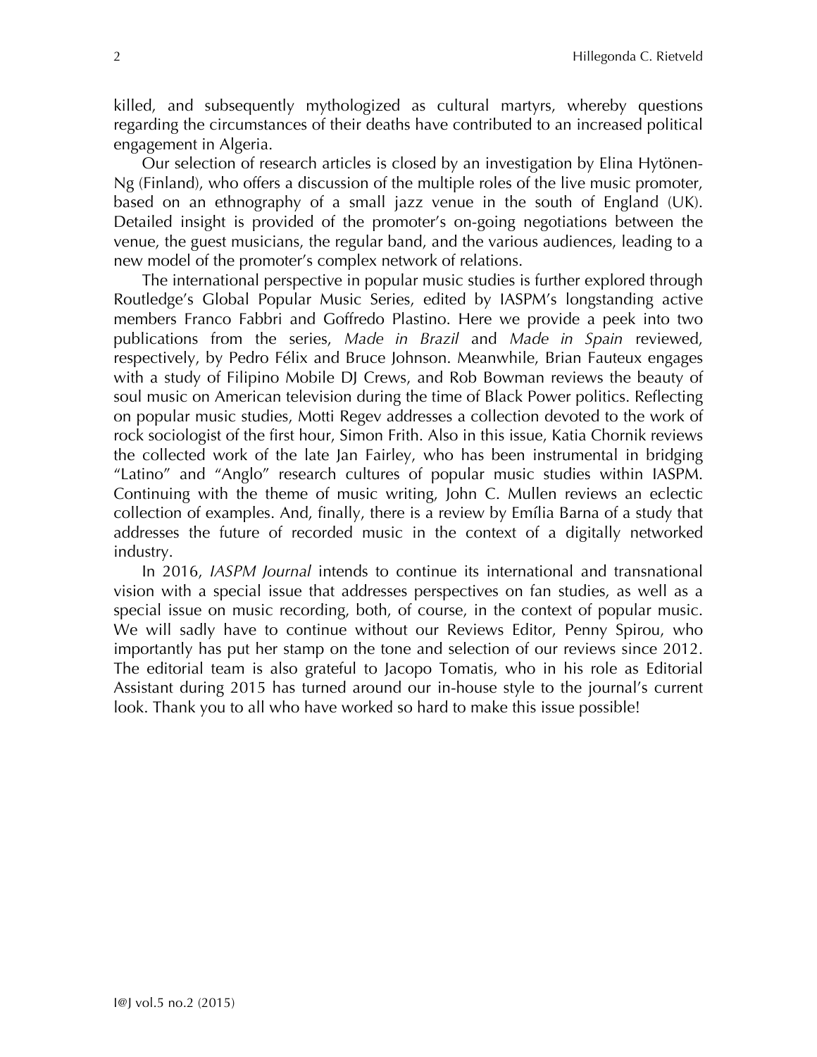killed, and subsequently mythologized as cultural martyrs, whereby questions regarding the circumstances of their deaths have contributed to an increased political engagement in Algeria.

Our selection of research articles is closed by an investigation by Elina Hytönen-Ng (Finland), who offers a discussion of the multiple roles of the live music promoter, based on an ethnography of a small jazz venue in the south of England (UK). Detailed insight is provided of the promoter's on-going negotiations between the venue, the guest musicians, the regular band, and the various audiences, leading to a new model of the promoter's complex network of relations.

The international perspective in popular music studies is further explored through Routledge's Global Popular Music Series, edited by IASPM's longstanding active members Franco Fabbri and Goffredo Plastino. Here we provide a peek into two publications from the series, *Made in Brazil* and *Made in Spain* reviewed, respectively, by Pedro Félix and Bruce Johnson. Meanwhile, Brian Fauteux engages with a study of Filipino Mobile DJ Crews, and Rob Bowman reviews the beauty of soul music on American television during the time of Black Power politics. Reflecting on popular music studies, Motti Regev addresses a collection devoted to the work of rock sociologist of the first hour, Simon Frith. Also in this issue, Katia Chornik reviews the collected work of the late Jan Fairley, who has been instrumental in bridging "Latino" and "Anglo" research cultures of popular music studies within IASPM. Continuing with the theme of music writing, John C. Mullen reviews an eclectic collection of examples. And, finally, there is a review by Emília Barna of a study that addresses the future of recorded music in the context of a digitally networked industry.

In 2016, *IASPM Journal* intends to continue its international and transnational vision with a special issue that addresses perspectives on fan studies, as well as a special issue on music recording, both, of course, in the context of popular music. We will sadly have to continue without our Reviews Editor, Penny Spirou, who importantly has put her stamp on the tone and selection of our reviews since 2012. The editorial team is also grateful to Jacopo Tomatis, who in his role as Editorial Assistant during 2015 has turned around our in-house style to the journal's current look. Thank you to all who have worked so hard to make this issue possible!